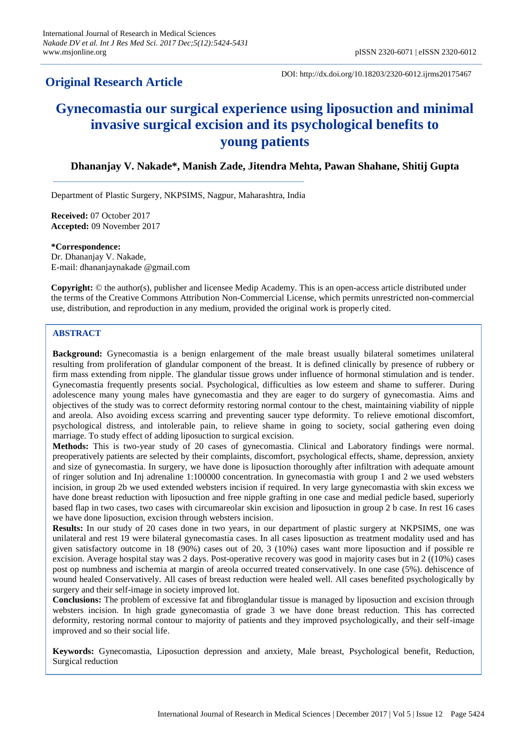**Original Research Article**

DOI: http://dx.doi.org/10.18203/2320-6012.ijrms20175467

# Gynecomastia our surgical experience using liposuction and minimal invasive surgical excision and its psychological benefits to young patients

**Dhananjay V. Nakade\*, Manish Zade, Jitendra Mehta, Pawan Shahane, Shitij Gupta**

Department of Plastic Surgery, NKPSIMS, Nagpur, Maharashtra, India

**Received:** 07 October 2017
**Accepted:** 09 November 2017

**\*Correspondence:**
Dr. Dhananjay V. Nakade,
E-mail: dhananjaynakade @gmail.com

**Copyright:** © the author(s), publisher and licensee Medip Academy. This is an open-access article distributed under the terms of the Creative Commons Attribution Non-Commercial License, which permits unrestricted non-commercial use, distribution, and reproduction in any medium, provided the original work is properly cited.

## ABSTRACT

**Background:** Gynecomastia is a benign enlargement of the male breast usually bilateral sometimes unilateral resulting from proliferation of glandular component of the breast. It is defined clinically by presence of rubbery or firm mass extending from nipple. The glandular tissue grows under influence of hormonal stimulation and is tender. Gynecomastia frequently presents social. Psychological, difficulties as low esteem and shame to sufferer. During adolescence many young males have gynecomastia and they are eager to do surgery of gynecomastia. Aims and objectives of the study was to correct deformity restoring normal contour to the chest, maintaining viability of nipple and areola. Also avoiding excess scarring and preventing saucer type deformity. To relieve emotional discomfort, psychological distress, and intolerable pain, to relieve shame in going to society, social gathering even doing marriage. To study effect of adding liposuction to surgical excision.

**Methods:** This is two-year study of 20 cases of gynecomastia. Clinical and Laboratory findings were normal. preoperatively patients are selected by their complaints, discomfort, psychological effects, shame, depression, anxiety and size of gynecomastia. In surgery, we have done is liposuction thoroughly after infiltration with adequate amount of ringer solution and Inj adrenaline 1:100000 concentration. In gynecomastia with group 1 and 2 we used websters incision, in group 2b we used extended websters incision if required. In very large gynecomastia with skin excess we have done breast reduction with liposuction and free nipple grafting in one case and medial pedicle based, superiorly based flap in two cases, two cases with circumareolar skin excision and liposuction in group 2 b case. In rest 16 cases we have done liposuction, excision through websters incision.

**Results:** In our study of 20 cases done in two years, in our department of plastic surgery at NKPSIMS, one was unilateral and rest 19 were bilateral gynecomastia cases. In all cases liposuction as treatment modality used and has given satisfactory outcome in 18 (90%) cases out of 20, 3 (10%) cases want more liposuction and if possible re excision. Average hospital stay was 2 days. Post-operative recovery was good in majority cases but in 2 ((10%) cases post op numbness and ischemia at margin of areola occurred treated conservatively. In one case (5%). dehiscence of wound healed Conservatively. All cases of breast reduction were healed well. All cases benefited psychologically by surgery and their self-image in society improved lot.

**Conclusions:** The problem of excessive fat and fibroglandular tissue is managed by liposuction and excision through websters incision. In high grade gynecomastia of grade 3 we have done breast reduction. This has corrected deformity, restoring normal contour to majority of patients and they improved psychologically, and their self-image improved and so their social life.

**Keywords:** Gynecomastia, Liposuction depression and anxiety, Male breast, Psychological benefit, Reduction, Surgical reduction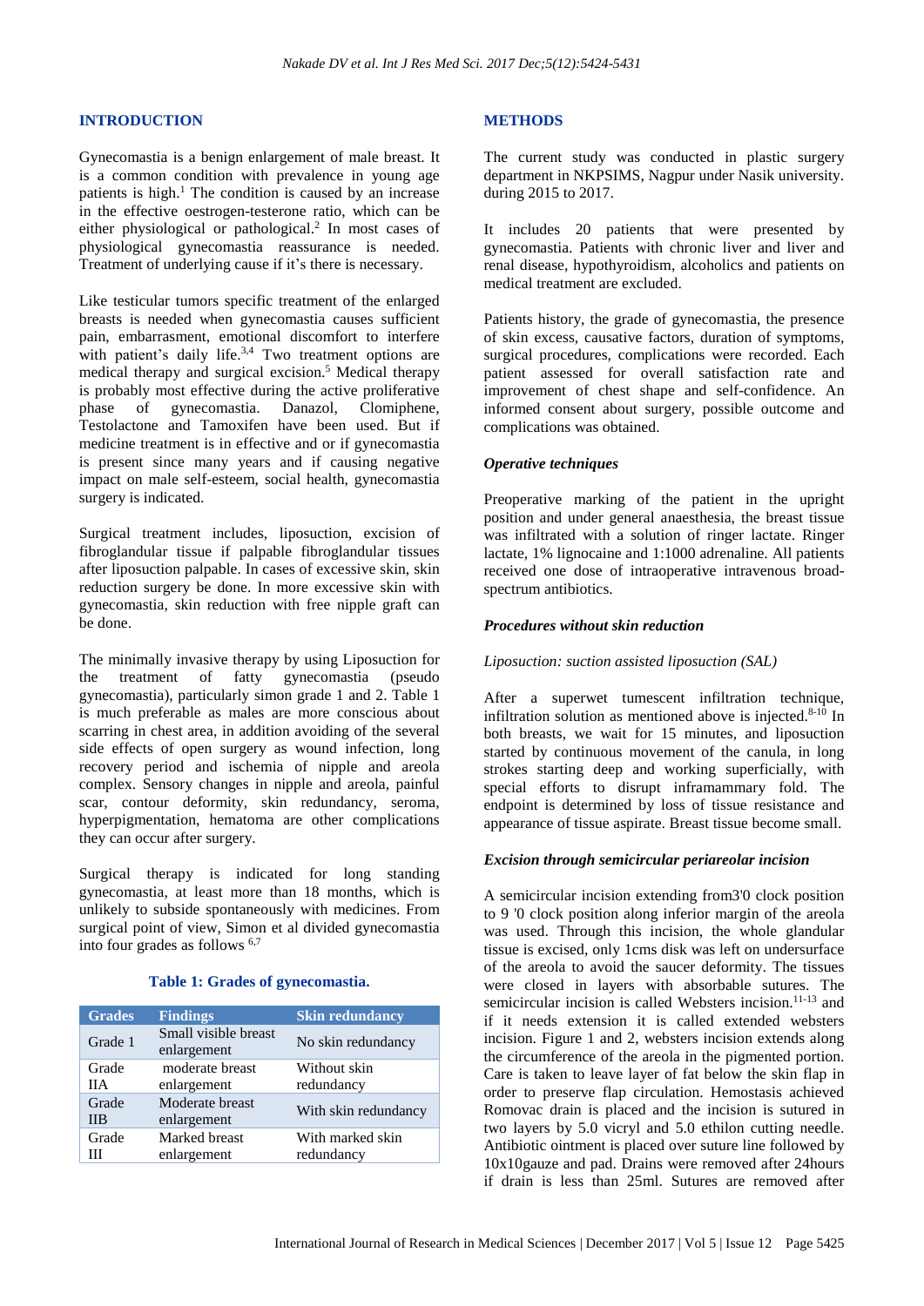## INTRODUCTION

Gynecomastia is a benign enlargement of male breast. It is a common condition with prevalence in young age patients is high.[1] The condition is caused by an increase in the effective oestrogen-testerone ratio, which can be either physiological or pathological.[2] In most cases of physiological gynecomastia reassurance is needed. Treatment of underlying cause if it's there is necessary.

Like testicular tumors specific treatment of the enlarged breasts is needed when gynecomastia causes sufficient pain, embarrasment, emotional discomfort to interfere with patient's daily life.[3,4] Two treatment options are medical therapy and surgical excision.[5] Medical therapy is probably most effective during the active proliferative phase of gynecomastia. Danazol, Clomiphene, Testolactone and Tamoxifen have been used. But if medicine treatment is in effective and or if gynecomastia is present since many years and if causing negative impact on male self-esteem, social health, gynecomastia surgery is indicated.

Surgical treatment includes, liposuction, excision of fibroglandular tissue if palpable fibroglandular tissues after liposuction palpable. In cases of excessive skin, skin reduction surgery be done. In more excessive skin with gynecomastia, skin reduction with free nipple graft can be done.

The minimally invasive therapy by using Liposuction for the treatment of fatty gynecomastia (pseudo gynecomastia), particularly simon grade 1 and 2. Table 1 is much preferable as males are more conscious about scarring in chest area, in addition avoiding of the several side effects of open surgery as wound infection, long recovery period and ischemia of nipple and areola complex. Sensory changes in nipple and areola, painful scar, contour deformity, skin redundancy, seroma, hyperpigmentation, hematoma are other complications they can occur after surgery.

Surgical therapy is indicated for long standing gynecomastia, at least more than 18 months, which is unlikely to subside spontaneously with medicines. From surgical point of view, Simon et al divided gynecomastia into four grades as follows [6,7]

**Table 1: Grades of gynecomastia.**

| Grades | Findings | Skin redundancy |
|---|---|---|
| Grade 1 | Small visible breast enlargement | No skin redundancy |
| Grade IIA | moderate breast enlargement | Without skin redundancy |
| Grade IIB | Moderate breast enlargement | With skin redundancy |
| Grade III | Marked breast enlargement | With marked skin redundancy |

## METHODS

The current study was conducted in plastic surgery department in NKPSIMS, Nagpur under Nasik university. during 2015 to 2017.

It includes 20 patients that were presented by gynecomastia. Patients with chronic liver and liver and renal disease, hypothyroidism, alcoholics and patients on medical treatment are excluded.

Patients history, the grade of gynecomastia, the presence of skin excess, causative factors, duration of symptoms, surgical procedures, complications were recorded. Each patient assessed for overall satisfaction rate and improvement of chest shape and self-confidence. An informed consent about surgery, possible outcome and complications was obtained.

### *Operative techniques*

Preoperative marking of the patient in the upright position and under general anaesthesia, the breast tissue was infiltrated with a solution of ringer lactate. Ringer lactate, 1% lignocaine and 1:1000 adrenaline. All patients received one dose of intraoperative intravenous broad-spectrum antibiotics.

### *Procedures without skin reduction*

*Liposuction: suction assisted liposuction (SAL)*

After a superwet tumescent infiltration technique, infiltration solution as mentioned above is injected.[8-10] In both breasts, we wait for 15 minutes, and liposuction started by continuous movement of the canula, in long strokes starting deep and working superficially, with special efforts to disrupt inframammary fold. The endpoint is determined by loss of tissue resistance and appearance of tissue aspirate. Breast tissue become small.

### *Excision through semicircular periareolar incision*

A semicircular incision extending from3'0 clock position to 9 '0 clock position along inferior margin of the areola was used. Through this incision, the whole glandular tissue is excised, only 1cms disk was left on undersurface of the areola to avoid the saucer deformity. The tissues were closed in layers with absorbable sutures. The semicircular incision is called Websters incision.[11-13] and if it needs extension it is called extended websters incision. Figure 1 and 2, websters incision extends along the circumference of the areola in the pigmented portion. Care is taken to leave layer of fat below the skin flap in order to preserve flap circulation. Hemostasis achieved Romovac drain is placed and the incision is sutured in two layers by 5.0 vicryl and 5.0 ethilon cutting needle. Antibiotic ointment is placed over suture line followed by 10x10gauze and pad. Drains were removed after 24hours if drain is less than 25ml. Sutures are removed after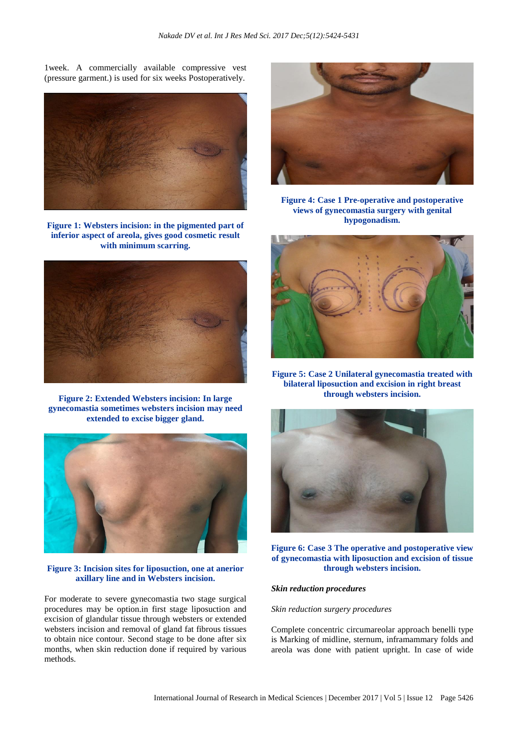1week. A commercially available compressive vest (pressure garment.) is used for six weeks Postoperatively.

**Figure 1: Websters incision: in the pigmented part of inferior aspect of areola, gives good cosmetic result with minimum scarring.**

**Figure 2: Extended Websters incision: In large gynecomastia sometimes websters incision may need extended to excise bigger gland.**

**Figure 3: Incision sites for liposuction, one at anerior axillary line and in Websters incision.**

For moderate to severe gynecomastia two stage surgical procedures may be option.in first stage liposuction and excision of glandular tissue through websters or extended websters incision and removal of gland fat fibrous tissues to obtain nice contour. Second stage to be done after six months, when skin reduction done if required by various methods.

**Figure 4: Case 1 Pre-operative and postoperative views of gynecomastia surgery with genital hypogonadism.**

**Figure 5: Case 2 Unilateral gynecomastia treated with bilateral liposuction and excision in right breast through websters incision.**

**Figure 6: Case 3 The operative and postoperative view of gynecomastia with liposuction and excision of tissue through websters incision.**

***Skin reduction procedures***

*Skin reduction surgery procedures*

Complete concentric circumareolar approach benelli type is Marking of midline, sternum, inframammary folds and areola was done with patient upright. In case of wide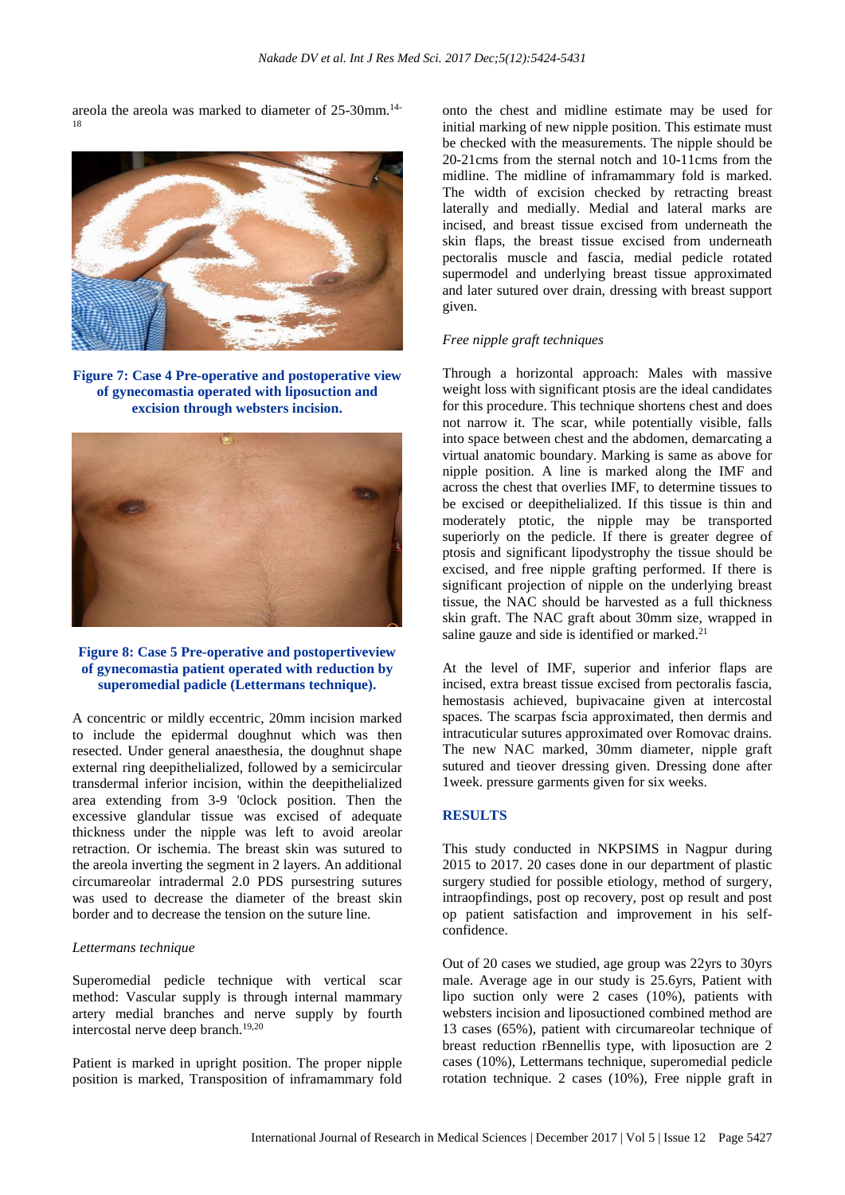areola the areola was marked to diameter of 25-30mm.[14-18]

Figure 7: Case 4 Pre-operative and postoperative view of gynecomastia operated with liposuction and excision through websters incision.

Figure 8: Case 5 Pre-operative and postopertiveview of gynecomastia patient operated with reduction by superomedial padicle (Lettermans technique).

A concentric or mildly eccentric, 20mm incision marked to include the epidermal doughnut which was then resected. Under general anaesthesia, the doughnut shape external ring deepithelialized, followed by a semicircular transdermal inferior incision, within the deepithelialized area extending from 3-9 '0clock position. Then the excessive glandular tissue was excised of adequate thickness under the nipple was left to avoid areolar retraction. Or ischemia. The breast skin was sutured to the areola inverting the segment in 2 layers. An additional circumareolar intradermal 2.0 PDS pursestring sutures was used to decrease the diameter of the breast skin border and to decrease the tension on the suture line.

*Lettermans technique*

Superomedial pedicle technique with vertical scar method: Vascular supply is through internal mammary artery medial branches and nerve supply by fourth intercostal nerve deep branch.[19,20]

Patient is marked in upright position. The proper nipple position is marked, Transposition of inframammary fold onto the chest and midline estimate may be used for initial marking of new nipple position. This estimate must be checked with the measurements. The nipple should be 20-21cms from the sternal notch and 10-11cms from the midline. The midline of inframammary fold is marked. The width of excision checked by retracting breast laterally and medially. Medial and lateral marks are incised, and breast tissue excised from underneath the skin flaps, the breast tissue excised from underneath pectoralis muscle and fascia, medial pedicle rotated supermodel and underlying breast tissue approximated and later sutured over drain, dressing with breast support given.

*Free nipple graft techniques*

Through a horizontal approach: Males with massive weight loss with significant ptosis are the ideal candidates for this procedure. This technique shortens chest and does not narrow it. The scar, while potentially visible, falls into space between chest and the abdomen, demarcating a virtual anatomic boundary. Marking is same as above for nipple position. A line is marked along the IMF and across the chest that overlies IMF, to determine tissues to be excised or deepithelialized. If this tissue is thin and moderately ptotic, the nipple may be transported superiorly on the pedicle. If there is greater degree of ptosis and significant lipodystrophy the tissue should be excised, and free nipple grafting performed. If there is significant projection of nipple on the underlying breast tissue, the NAC should be harvested as a full thickness skin graft. The NAC graft about 30mm size, wrapped in saline gauze and side is identified or marked.[21]

At the level of IMF, superior and inferior flaps are incised, extra breast tissue excised from pectoralis fascia, hemostasis achieved, bupivacaine given at intercostal spaces. The scarpas fscia approximated, then dermis and intracuticular sutures approximated over Romovac drains. The new NAC marked, 30mm diameter, nipple graft sutured and tieover dressing given. Dressing done after 1week. pressure garments given for six weeks.

## RESULTS

This study conducted in NKPSIMS in Nagpur during 2015 to 2017. 20 cases done in our department of plastic surgery studied for possible etiology, method of surgery, intraopfindings, post op recovery, post op result and post op patient satisfaction and improvement in his self-confidence.

Out of 20 cases we studied, age group was 22yrs to 30yrs male. Average age in our study is 25.6yrs, Patient with lipo suction only were 2 cases (10%), patients with websters incision and liposuctioned combined method are 13 cases (65%), patient with circumareolar technique of breast reduction rBennellis type, with liposuction are 2 cases (10%), Lettermans technique, superomedial pedicle rotation technique. 2 cases (10%), Free nipple graft in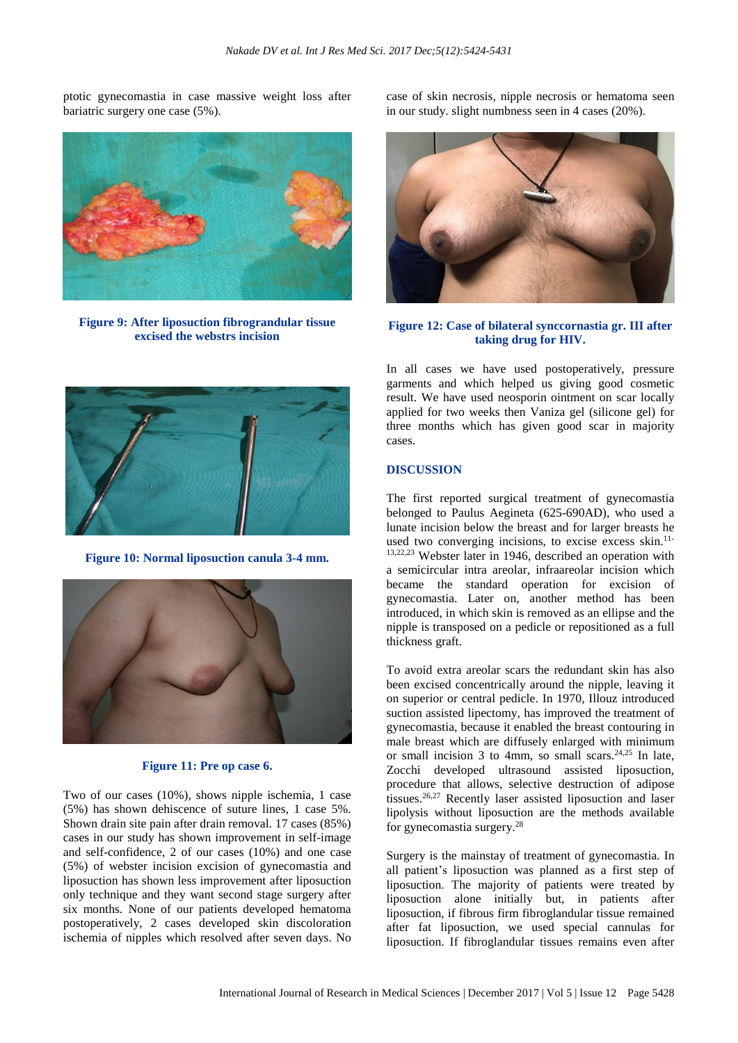ptotic gynecomastia in case massive weight loss after bariatric surgery one case (5%).

Figure 9: After liposuction fibrograndular tissue excised the webstrs incision

Figure 10: Normal liposuction canula 3-4 mm.

Figure 11: Pre op case 6.

Two of our cases (10%), shows nipple ischemia, 1 case (5%) has shown dehiscence of suture lines, 1 case 5%. Shown drain site pain after drain removal. 17 cases (85%) cases in our study has shown improvement in self-image and self-confidence, 2 of our cases (10%) and one case (5%) of webster incision excision of gynecomastia and liposuction has shown less improvement after liposuction only technique and they want second stage surgery after six months. None of our patients developed hematoma postoperatively, 2 cases developed skin discoloration ischemia of nipples which resolved after seven days. No case of skin necrosis, nipple necrosis or hematoma seen in our study. slight numbness seen in 4 cases (20%).

Figure 12: Case of bilateral synccornastia gr. III after taking drug for HIV.

In all cases we have used postoperatively, pressure garments and which helped us giving good cosmetic result. We have used neosporin ointment on scar locally applied for two weeks then Vaniza gel (silicone gel) for three months which has given good scar in majority cases.

## DISCUSSION

The first reported surgical treatment of gynecomastia belonged to Paulus Aegineta (625-690AD), who used a lunate incision below the breast and for larger breasts he used two converging incisions, to excise excess skin.[11-13,22,23] Webster later in 1946, described an operation with a semicircular intra areolar, infraareolar incision which became the standard operation for excision of gynecomastia. Later on, another method has been introduced, in which skin is removed as an ellipse and the nipple is transposed on a pedicle or repositioned as a full thickness graft.

To avoid extra areolar scars the redundant skin has also been excised concentrically around the nipple, leaving it on superior or central pedicle. In 1970, Illouz introduced suction assisted lipectomy, has improved the treatment of gynecomastia, because it enabled the breast contouring in male breast which are diffusely enlarged with minimum or small incision 3 to 4mm, so small scars.[24,25] In late, Zocchi developed ultrasound assisted liposuction, procedure that allows, selective destruction of adipose tissues.[26,27] Recently laser assisted liposuction and laser lipolysis without liposuction are the methods available for gynecomastia surgery.[28]

Surgery is the mainstay of treatment of gynecomastia. In all patient's liposuction was planned as a first step of liposuction. The majority of patients were treated by liposuction alone initially but, in patients after liposuction, if fibrous firm fibroglandular tissue remained after fat liposuction, we used special cannulas for liposuction. If fibroglandular tissues remains even after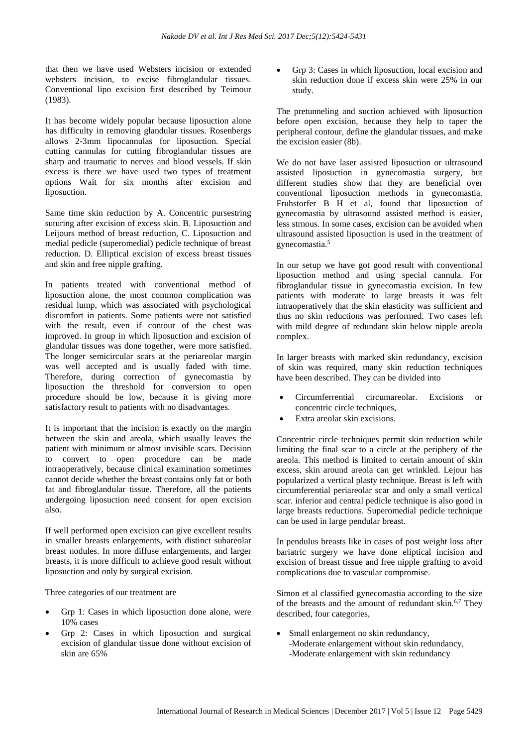that then we have used Websters incision or extended websters incision, to excise fibroglandular tissues. Conventional lipo excision first described by Teimour (1983).

It has become widely popular because liposuction alone has difficulty in removing glandular tissues. Rosenbergs allows 2-3mm lipocannulas for liposuction. Special cutting cannulas for cutting fibroglandular tissues are sharp and traumatic to nerves and blood vessels. If skin excess is there we have used two types of treatment options Wait for six months after excision and liposuction.

Same time skin reduction by A. Concentric pursestring suturing after excision of excess skin. B. Liposuction and Leijours method of breast reduction, C. Liposuction and medial pedicle (superomedial) pedicle technique of breast reduction. D. Elliptical excision of excess breast tissues and skin and free nipple grafting.

In patients treated with conventional method of liposuction alone, the most common complication was residual lump, which was associated with psychological discomfort in patients. Some patients were not satisfied with the result, even if contour of the chest was improved. In group in which liposuction and excision of glandular tissues was done together, were more satisfied. The longer semicircular scars at the periareolar margin was well accepted and is usually faded with time. Therefore, during correction of gynecomastia by liposuction the threshold for conversion to open procedure should be low, because it is giving more satisfactory result to patients with no disadvantages.

It is important that the incision is exactly on the margin between the skin and areola, which usually leaves the patient with minimum or almost invisible scars. Decision to convert to open procedure can be made intraoperatively, because clinical examination sometimes cannot decide whether the breast contains only fat or both fat and fibroglandular tissue. Therefore, all the patients undergoing liposuction need consent for open excision also.

If well performed open excision can give excellent results in smaller breasts enlargements, with distinct subareolar breast nodules. In more diffuse enlargements, and larger breasts, it is more difficult to achieve good result without liposuction and only by surgical excision.

Three categories of our treatment are

- Grp 1: Cases in which liposuction done alone, were 10% cases
- Grp 2: Cases in which liposuction and surgical excision of glandular tissue done without excision of skin are 65%
- Grp 3: Cases in which liposuction, local excision and skin reduction done if excess skin were 25% in our study.

The pretunneling and suction achieved with liposuction before open excision, because they help to taper the peripheral contour, define the glandular tissues, and make the excision easier (8b).

We do not have laser assisted liposuction or ultrasound assisted liposuction in gynecomastia surgery, but different studies show that they are beneficial over conventional liposuction methods in gynecomastia. Fruhstorfer B H et al, found that liposuction of gynecomastia by ultrasound assisted method is easier, less strnous. In some cases, excision can be avoided when ultrasound assisted liposuction is used in the treatment of gynecomastia.[5]

In our setup we have got good result with conventional liposuction method and using special cannula. For fibroglandular tissue in gynecomastia excision. In few patients with moderate to large breasts it was felt intraoperatively that the skin elasticity was sufficient and thus no skin reductions was performed. Two cases left with mild degree of redundant skin below nipple areola complex.

In larger breasts with marked skin redundancy, excision of skin was required, many skin reduction techniques have been described. They can be divided into

- Circumferrential circumareolar. Excisions or concentric circle techniques,
- Extra areolar skin excisions.

Concentric circle techniques permit skin reduction while limiting the final scar to a circle at the periphery of the areola. This method is limited to certain amount of skin excess, skin around areola can get wrinkled. Lejour has popularized a vertical plasty technique. Breast is left with circumferential periareolar scar and only a small vertical scar. inferior and central pedicle technique is also good in large breasts reductions. Superomedial pedicle technique can be used in large pendular breast.

In pendulus breasts like in cases of post weight loss after bariatric surgery we have done eliptical incision and excision of breast tissue and free nipple grafting to avoid complications due to vascular compromise.

Simon et al classified gynecomastia according to the size of the breasts and the amount of redundant skin.[6,7] They described, four categories,

- Small enlargement no skin redundancy,
  -Moderate enlargement without skin redundancy,
  -Moderate enlargement with skin redundancy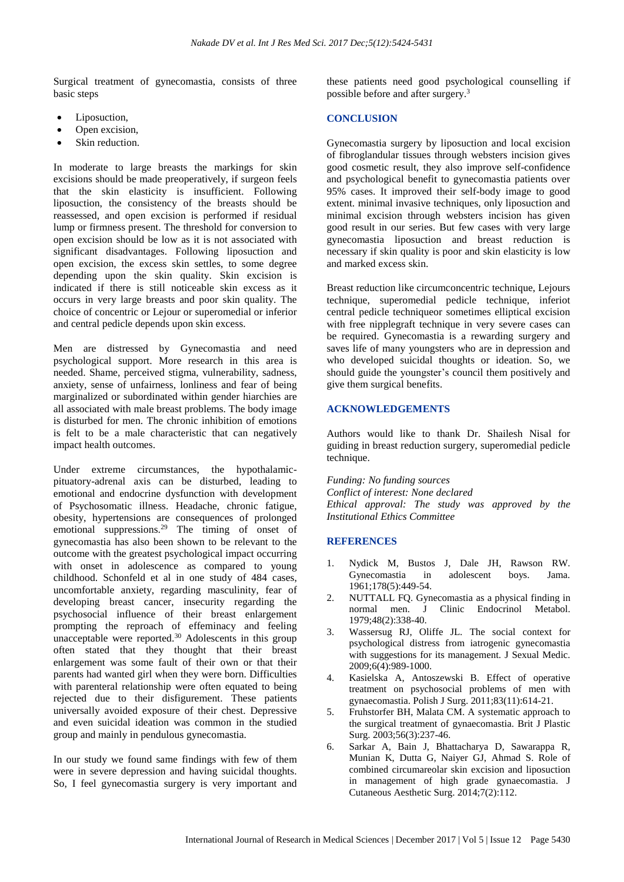Surgical treatment of gynecomastia, consists of three basic steps

- Liposuction,
- Open excision,
- Skin reduction.

In moderate to large breasts the markings for skin excisions should be made preoperatively, if surgeon feels that the skin elasticity is insufficient. Following liposuction, the consistency of the breasts should be reassessed, and open excision is performed if residual lump or firmness present. The threshold for conversion to open excision should be low as it is not associated with significant disadvantages. Following liposuction and open excision, the excess skin settles, to some degree depending upon the skin quality. Skin excision is indicated if there is still noticeable skin excess as it occurs in very large breasts and poor skin quality. The choice of concentric or Lejour or superomedial or inferior and central pedicle depends upon skin excess.

Men are distressed by Gynecomastia and need psychological support. More research in this area is needed. Shame, perceived stigma, vulnerability, sadness, anxiety, sense of unfairness, lonliness and fear of being marginalized or subordinated within gender hiarchies are all associated with male breast problems. The body image is disturbed for men. The chronic inhibition of emotions is felt to be a male characteristic that can negatively impact health outcomes.

Under extreme circumstances, the hypothalamic-pituatory-adrenal axis can be disturbed, leading to emotional and endocrine dysfunction with development of Psychosomatic illness. Headache, chronic fatigue, obesity, hypertensions are consequences of prolonged emotional suppressions.[29] The timing of onset of gynecomastia has also been shown to be relevant to the outcome with the greatest psychological impact occurring with onset in adolescence as compared to young childhood. Schonfeld et al in one study of 484 cases, uncomfortable anxiety, regarding masculinity, fear of developing breast cancer, insecurity regarding the psychosocial influence of their breast enlargement prompting the reproach of effeminacy and feeling unacceptable were reported.[30] Adolescents in this group often stated that they thought that their breast enlargement was some fault of their own or that their parents had wanted girl when they were born. Difficulties with parenteral relationship were often equated to being rejected due to their disfigurement. These patients universally avoided exposure of their chest. Depressive and even suicidal ideation was common in the studied group and mainly in pendulous gynecomastia.

In our study we found same findings with few of them were in severe depression and having suicidal thoughts. So, I feel gynecomastia surgery is very important and these patients need good psychological counselling if possible before and after surgery.[3]

## CONCLUSION

Gynecomastia surgery by liposuction and local excision of fibroglandular tissues through websters incision gives good cosmetic result, they also improve self-confidence and psychological benefit to gynecomastia patients over 95% cases. It improved their self-body image to good extent. minimal invasive techniques, only liposuction and minimal excision through websters incision has given good result in our series. But few cases with very large gynecomastia liposuction and breast reduction is necessary if skin quality is poor and skin elasticity is low and marked excess skin.

Breast reduction like circumconcentric technique, Lejours technique, superomedial pedicle technique, inferiot central pedicle techniqueor sometimes elliptical excision with free nipplegraft technique in very severe cases can be required. Gynecomastia is a rewarding surgery and saves life of many youngsters who are in depression and who developed suicidal thoughts or ideation. So, we should guide the youngster's council them positively and give them surgical benefits.

## ACKNOWLEDGEMENTS

Authors would like to thank Dr. Shailesh Nisal for guiding in breast reduction surgery, superomedial pedicle technique.

*Funding: No funding sources*
*Conflict of interest: None declared*
*Ethical approval: The study was approved by the Institutional Ethics Committee*

## REFERENCES

1. Nydick M, Bustos J, Dale JH, Rawson RW. Gynecomastia in adolescent boys. Jama. 1961;178(5):449-54.
2. NUTTALL FQ. Gynecomastia as a physical finding in normal men. J Clinic Endocrinol Metabol. 1979;48(2):338-40.
3. Wassersug RJ, Oliffe JL. The social context for psychological distress from iatrogenic gynecomastia with suggestions for its management. J Sexual Medic. 2009;6(4):989-1000.
4. Kasielska A, Antoszewski B. Effect of operative treatment on psychosocial problems of men with gynaecomastia. Polish J Surg. 2011;83(11):614-21.
5. Fruhstorfer BH, Malata CM. A systematic approach to the surgical treatment of gynaecomastia. Brit J Plastic Surg. 2003;56(3):237-46.
6. Sarkar A, Bain J, Bhattacharya D, Sawarappa R, Munian K, Dutta G, Naiyer GJ, Ahmad S. Role of combined circumareolar skin excision and liposuction in management of high grade gynaecomastia. J Cutaneous Aesthetic Surg. 2014;7(2):112.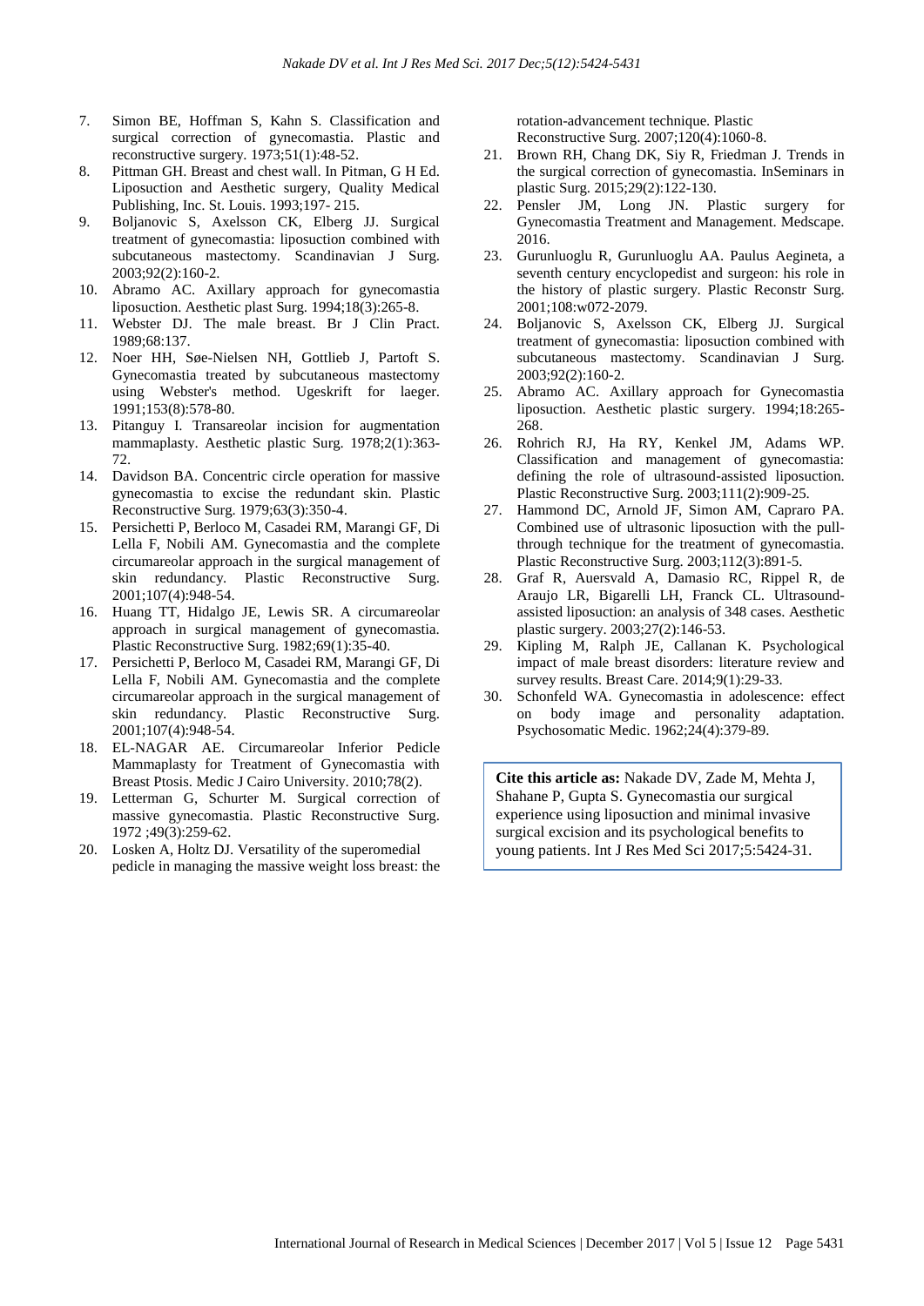7. Simon BE, Hoffman S, Kahn S. Classification and surgical correction of gynecomastia. Plastic and reconstructive surgery. 1973;51(1):48-52.
8. Pittman GH. Breast and chest wall. In Pitman, G H Ed. Liposuction and Aesthetic surgery, Quality Medical Publishing, Inc. St. Louis. 1993;197- 215.
9. Boljanovic S, Axelsson CK, Elberg JJ. Surgical treatment of gynecomastia: liposuction combined with subcutaneous mastectomy. Scandinavian J Surg. 2003;92(2):160-2.
10. Abramo AC. Axillary approach for gynecomastia liposuction. Aesthetic plast Surg. 1994;18(3):265-8.
11. Webster DJ. The male breast. Br J Clin Pract. 1989;68:137.
12. Noer HH, Søe-Nielsen NH, Gottlieb J, Partoft S. Gynecomastia treated by subcutaneous mastectomy using Webster's method. Ugeskrift for laeger. 1991;153(8):578-80.
13. Pitanguy I. Transareolar incision for augmentation mammaplasty. Aesthetic plastic Surg. 1978;2(1):363-72.
14. Davidson BA. Concentric circle operation for massive gynecomastia to excise the redundant skin. Plastic Reconstructive Surg. 1979;63(3):350-4.
15. Persichetti P, Berloco M, Casadei RM, Marangi GF, Di Lella F, Nobili AM. Gynecomastia and the complete circumareolar approach in the surgical management of skin redundancy. Plastic Reconstructive Surg. 2001;107(4):948-54.
16. Huang TT, Hidalgo JE, Lewis SR. A circumareolar approach in surgical management of gynecomastia. Plastic Reconstructive Surg. 1982;69(1):35-40.
17. Persichetti P, Berloco M, Casadei RM, Marangi GF, Di Lella F, Nobili AM. Gynecomastia and the complete circumareolar approach in the surgical management of skin redundancy. Plastic Reconstructive Surg. 2001;107(4):948-54.
18. EL-NAGAR AE. Circumareolar Inferior Pedicle Mammaplasty for Treatment of Gynecomastia with Breast Ptosis. Medic J Cairo University. 2010;78(2).
19. Letterman G, Schurter M. Surgical correction of massive gynecomastia. Plastic Reconstructive Surg. 1972 ;49(3):259-62.
20. Losken A, Holtz DJ. Versatility of the superomedial pedicle in managing the massive weight loss breast: the rotation-advancement technique. Plastic Reconstructive Surg. 2007;120(4):1060-8.
21. Brown RH, Chang DK, Siy R, Friedman J. Trends in the surgical correction of gynecomastia. InSeminars in plastic Surg. 2015;29(2):122-130.
22. Pensler JM, Long JN. Plastic surgery for Gynecomastia Treatment and Management. Medscape. 2016.
23. Gurunluoglu R, Gurunluoglu AA. Paulus Aegineta, a seventh century encyclopedist and surgeon: his role in the history of plastic surgery. Plastic Reconstr Surg. 2001;108:w072-2079.
24. Boljanovic S, Axelsson CK, Elberg JJ. Surgical treatment of gynecomastia: liposuction combined with subcutaneous mastectomy. Scandinavian J Surg. 2003;92(2):160-2.
25. Abramo AC. Axillary approach for Gynecomastia liposuction. Aesthetic plastic surgery. 1994;18:265-268.
26. Rohrich RJ, Ha RY, Kenkel JM, Adams WP. Classification and management of gynecomastia: defining the role of ultrasound-assisted liposuction. Plastic Reconstructive Surg. 2003;111(2):909-25.
27. Hammond DC, Arnold JF, Simon AM, Capraro PA. Combined use of ultrasonic liposuction with the pull-through technique for the treatment of gynecomastia. Plastic Reconstructive Surg. 2003;112(3):891-5.
28. Graf R, Auersvald A, Damasio RC, Rippel R, de Araujo LR, Bigarelli LH, Franck CL. Ultrasound-assisted liposuction: an analysis of 348 cases. Aesthetic plastic surgery. 2003;27(2):146-53.
29. Kipling M, Ralph JE, Callanan K. Psychological impact of male breast disorders: literature review and survey results. Breast Care. 2014;9(1):29-33.
30. Schonfeld WA. Gynecomastia in adolescence: effect on body image and personality adaptation. Psychosomatic Medic. 1962;24(4):379-89.

**Cite this article as:** Nakade DV, Zade M, Mehta J, Shahane P, Gupta S. Gynecomastia our surgical experience using liposuction and minimal invasive surgical excision and its psychological benefits to young patients. Int J Res Med Sci 2017;5:5424-31.